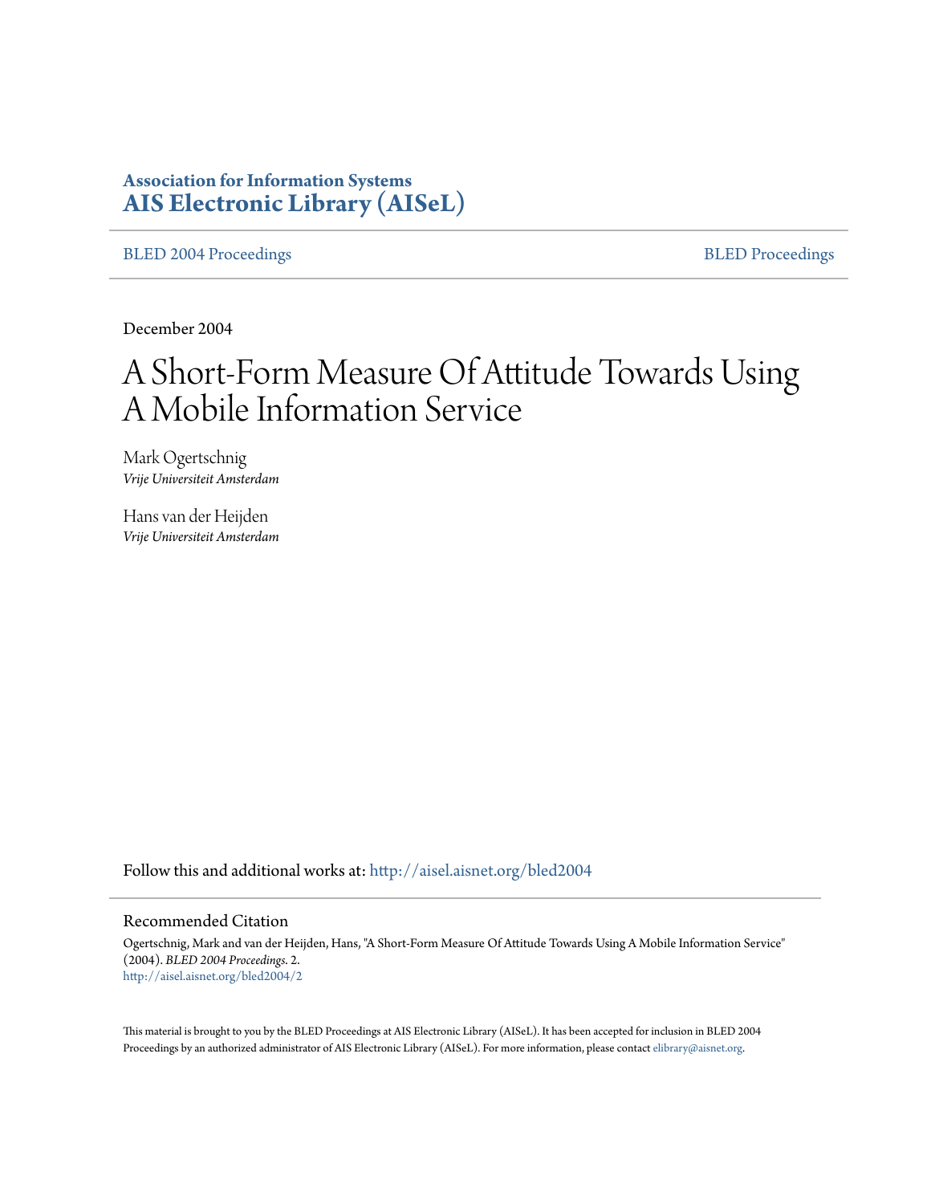**Association for Information Systems**
**AIS Electronic Library (AISeL)**

BLED 2004 Proceedings | BLED Proceedings

December 2004

# A Short-Form Measure Of Attitude Towards Using A Mobile Information Service

Mark Ogertschnig
*Vrije Universiteit Amsterdam*

Hans van der Heijden
*Vrije Universiteit Amsterdam*

Follow this and additional works at: http://aisel.aisnet.org/bled2004

## Recommended Citation

Ogertschnig, Mark and van der Heijden, Hans, "A Short-Form Measure Of Attitude Towards Using A Mobile Information Service" (2004). *BLED 2004 Proceedings*. 2.
http://aisel.aisnet.org/bled2004/2

This material is brought to you by the BLED Proceedings at AIS Electronic Library (AISeL). It has been accepted for inclusion in BLED 2004 Proceedings by an authorized administrator of AIS Electronic Library (AISeL). For more information, please contact elibrary@aisnet.org.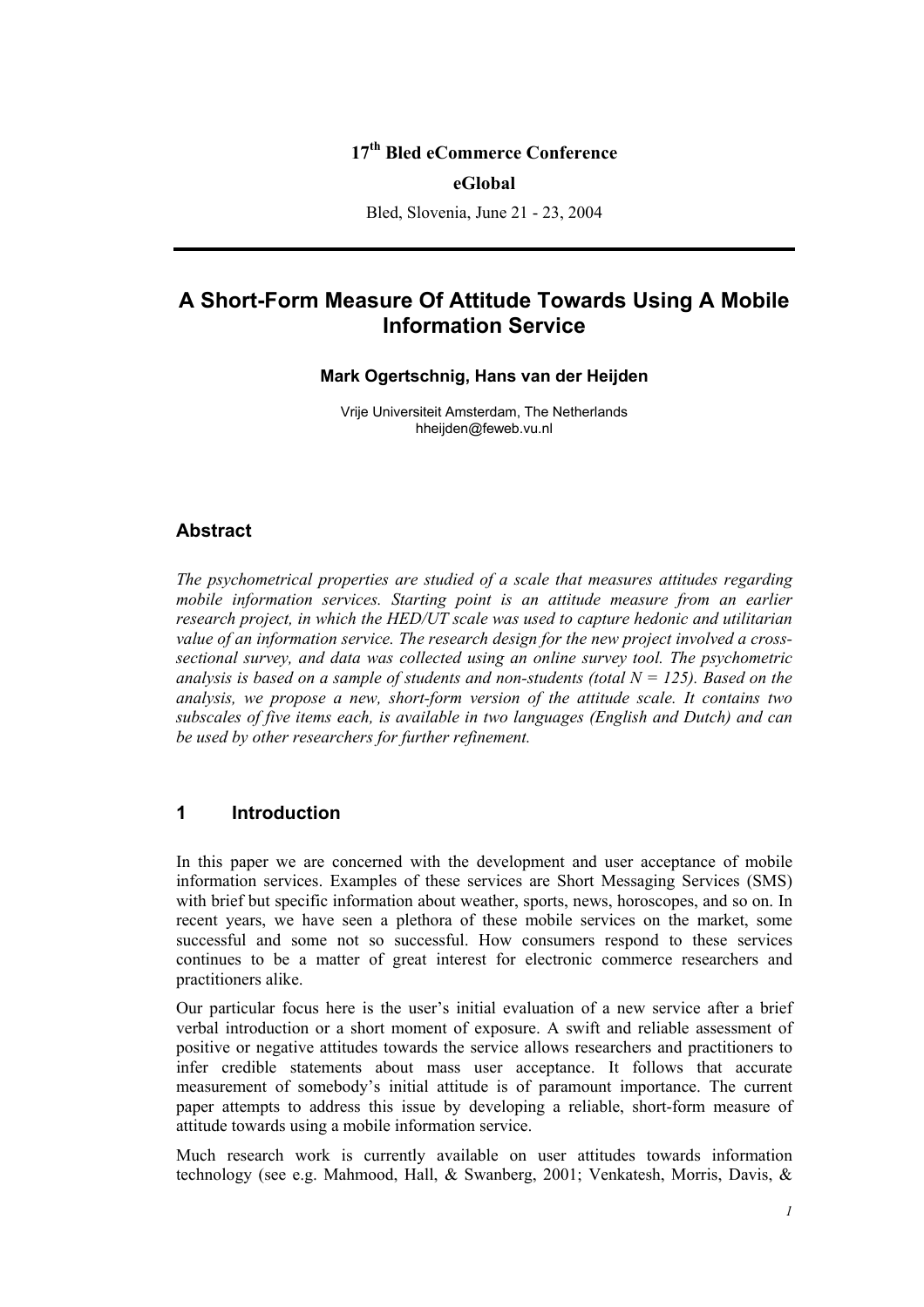17th Bled eCommerce Conference

eGlobal

Bled, Slovenia, June 21 - 23, 2004

# A Short-Form Measure Of Attitude Towards Using A Mobile Information Service

**Mark Ogertschnig, Hans van der Heijden**

Vrije Universiteit Amsterdam, The Netherlands
hheijden@feweb.vu.nl

## Abstract

*The psychometrical properties are studied of a scale that measures attitudes regarding mobile information services. Starting point is an attitude measure from an earlier research project, in which the HED/UT scale was used to capture hedonic and utilitarian value of an information service. The research design for the new project involved a cross-sectional survey, and data was collected using an online survey tool. The psychometric analysis is based on a sample of students and non-students (total N = 125). Based on the analysis, we propose a new, short-form version of the attitude scale. It contains two subscales of five items each, is available in two languages (English and Dutch) and can be used by other researchers for further refinement.*

## 1 Introduction

In this paper we are concerned with the development and user acceptance of mobile information services. Examples of these services are Short Messaging Services (SMS) with brief but specific information about weather, sports, news, horoscopes, and so on. In recent years, we have seen a plethora of these mobile services on the market, some successful and some not so successful. How consumers respond to these services continues to be a matter of great interest for electronic commerce researchers and practitioners alike.

Our particular focus here is the user's initial evaluation of a new service after a brief verbal introduction or a short moment of exposure. A swift and reliable assessment of positive or negative attitudes towards the service allows researchers and practitioners to infer credible statements about mass user acceptance. It follows that accurate measurement of somebody's initial attitude is of paramount importance. The current paper attempts to address this issue by developing a reliable, short-form measure of attitude towards using a mobile information service.

Much research work is currently available on user attitudes towards information technology (see e.g. Mahmood, Hall, & Swanberg, 2001; Venkatesh, Morris, Davis, &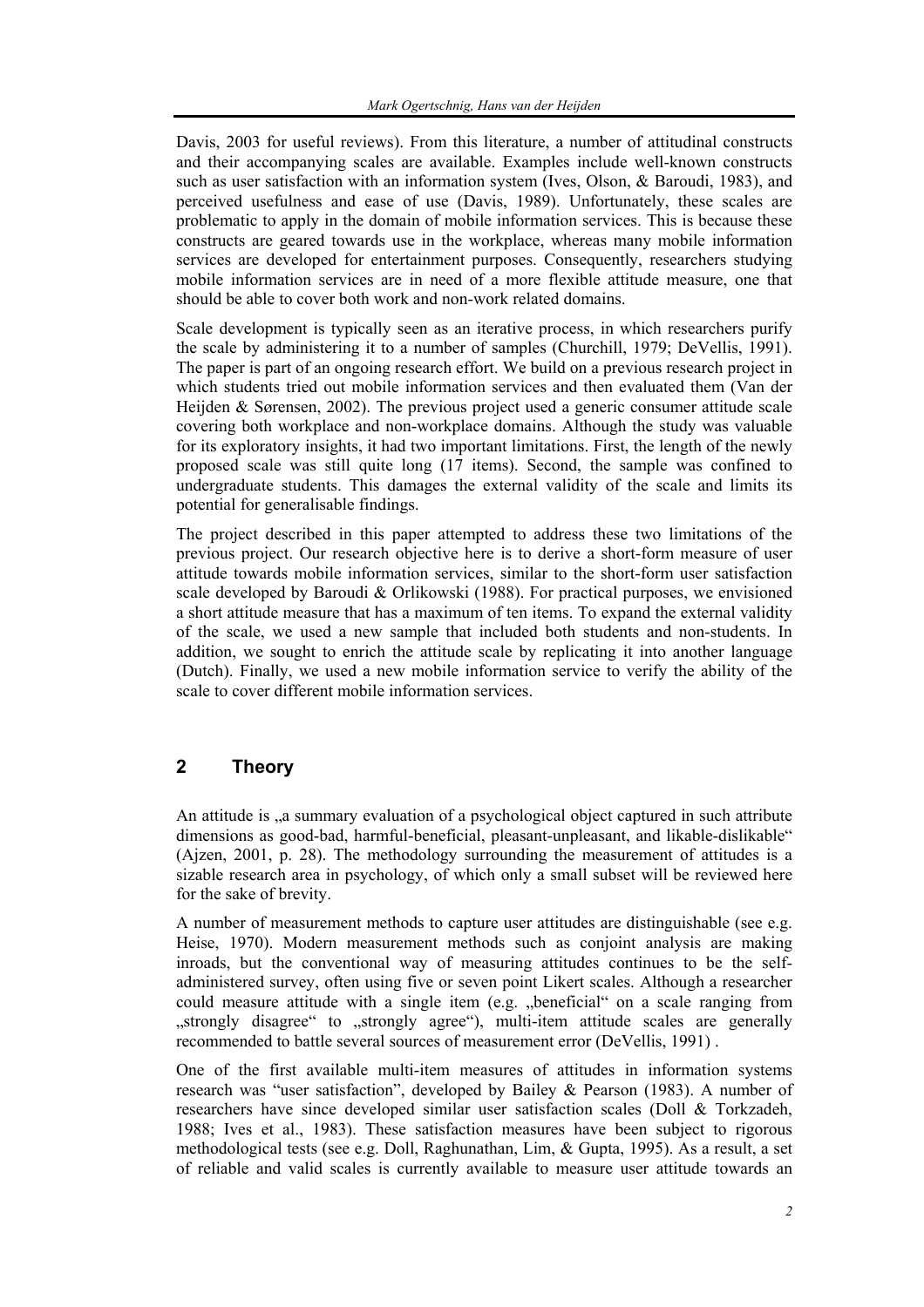Davis, 2003 for useful reviews). From this literature, a number of attitudinal constructs and their accompanying scales are available. Examples include well-known constructs such as user satisfaction with an information system (Ives, Olson, & Baroudi, 1983), and perceived usefulness and ease of use (Davis, 1989). Unfortunately, these scales are problematic to apply in the domain of mobile information services. This is because these constructs are geared towards use in the workplace, whereas many mobile information services are developed for entertainment purposes. Consequently, researchers studying mobile information services are in need of a more flexible attitude measure, one that should be able to cover both work and non-work related domains.

Scale development is typically seen as an iterative process, in which researchers purify the scale by administering it to a number of samples (Churchill, 1979; DeVellis, 1991). The paper is part of an ongoing research effort. We build on a previous research project in which students tried out mobile information services and then evaluated them (Van der Heijden & Sørensen, 2002). The previous project used a generic consumer attitude scale covering both workplace and non-workplace domains. Although the study was valuable for its exploratory insights, it had two important limitations. First, the length of the newly proposed scale was still quite long (17 items). Second, the sample was confined to undergraduate students. This damages the external validity of the scale and limits its potential for generalisable findings.

The project described in this paper attempted to address these two limitations of the previous project. Our research objective here is to derive a short-form measure of user attitude towards mobile information services, similar to the short-form user satisfaction scale developed by Baroudi & Orlikowski (1988). For practical purposes, we envisioned a short attitude measure that has a maximum of ten items. To expand the external validity of the scale, we used a new sample that included both students and non-students. In addition, we sought to enrich the attitude scale by replicating it into another language (Dutch). Finally, we used a new mobile information service to verify the ability of the scale to cover different mobile information services.

## 2 Theory

An attitude is „a summary evaluation of a psychological object captured in such attribute dimensions as good-bad, harmful-beneficial, pleasant-unpleasant, and likable-dislikable" (Ajzen, 2001, p. 28). The methodology surrounding the measurement of attitudes is a sizable research area in psychology, of which only a small subset will be reviewed here for the sake of brevity.

A number of measurement methods to capture user attitudes are distinguishable (see e.g. Heise, 1970). Modern measurement methods such as conjoint analysis are making inroads, but the conventional way of measuring attitudes continues to be the self-administered survey, often using five or seven point Likert scales. Although a researcher could measure attitude with a single item (e.g. „beneficial" on a scale ranging from „strongly disagree" to „strongly agree"), multi-item attitude scales are generally recommended to battle several sources of measurement error (DeVellis, 1991) .

One of the first available multi-item measures of attitudes in information systems research was "user satisfaction", developed by Bailey & Pearson (1983). A number of researchers have since developed similar user satisfaction scales (Doll & Torkzadeh, 1988; Ives et al., 1983). These satisfaction measures have been subject to rigorous methodological tests (see e.g. Doll, Raghunathan, Lim, & Gupta, 1995). As a result, a set of reliable and valid scales is currently available to measure user attitude towards an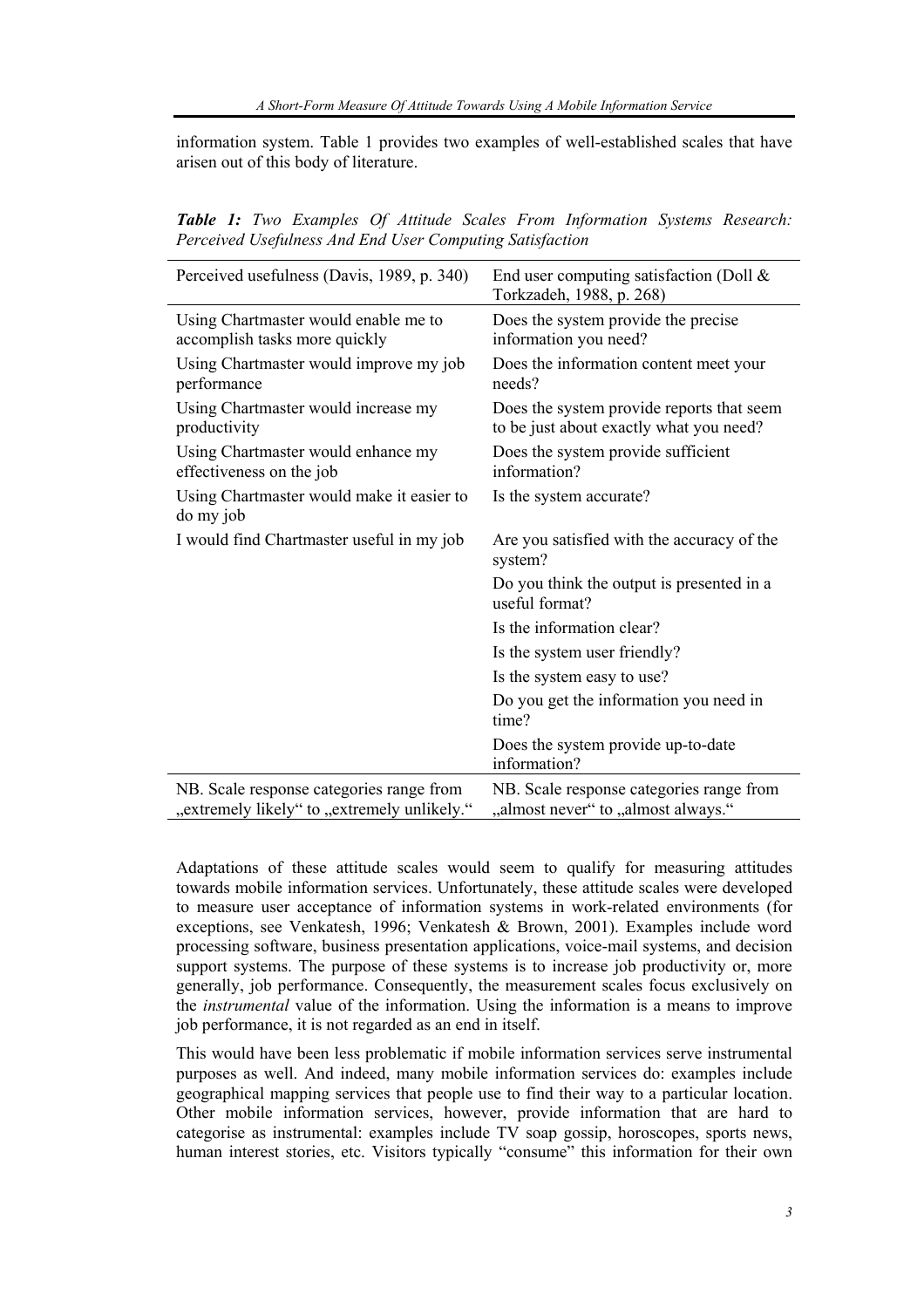information system. Table 1 provides two examples of well-established scales that have arisen out of this body of literature.

***Table 1:*** *Two Examples Of Attitude Scales From Information Systems Research: Perceived Usefulness And End User Computing Satisfaction*

| Perceived usefulness (Davis, 1989, p. 340) | End user computing satisfaction (Doll & Torkzadeh, 1988, p. 268) |
|---|---|
| Using Chartmaster would enable me to accomplish tasks more quickly | Does the system provide the precise information you need? |
| Using Chartmaster would improve my job performance | Does the information content meet your needs? |
| Using Chartmaster would increase my productivity | Does the system provide reports that seem to be just about exactly what you need? |
| Using Chartmaster would enhance my effectiveness on the job | Does the system provide sufficient information? |
| Using Chartmaster would make it easier to do my job | Is the system accurate? |
| I would find Chartmaster useful in my job | Are you satisfied with the accuracy of the system? |
| | Do you think the output is presented in a useful format? |
| | Is the information clear? |
| | Is the system user friendly? |
| | Is the system easy to use? |
| | Do you get the information you need in time? |
| | Does the system provide up-to-date information? |
| NB. Scale response categories range from „extremely likely“ to „extremely unlikely.“ | NB. Scale response categories range from „almost never“ to „almost always.“ |

Adaptations of these attitude scales would seem to qualify for measuring attitudes towards mobile information services. Unfortunately, these attitude scales were developed to measure user acceptance of information systems in work-related environments (for exceptions, see Venkatesh, 1996; Venkatesh & Brown, 2001). Examples include word processing software, business presentation applications, voice-mail systems, and decision support systems. The purpose of these systems is to increase job productivity or, more generally, job performance. Consequently, the measurement scales focus exclusively on the *instrumental* value of the information. Using the information is a means to improve job performance, it is not regarded as an end in itself.

This would have been less problematic if mobile information services serve instrumental purposes as well. And indeed, many mobile information services do: examples include geographical mapping services that people use to find their way to a particular location. Other mobile information services, however, provide information that are hard to categorise as instrumental: examples include TV soap gossip, horoscopes, sports news, human interest stories, etc. Visitors typically "consume" this information for their own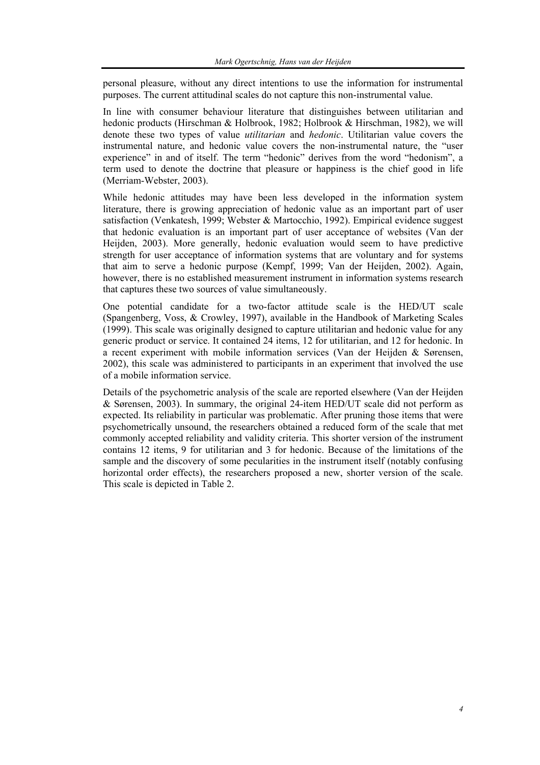personal pleasure, without any direct intentions to use the information for instrumental purposes. The current attitudinal scales do not capture this non-instrumental value.

In line with consumer behaviour literature that distinguishes between utilitarian and hedonic products (Hirschman & Holbrook, 1982; Holbrook & Hirschman, 1982), we will denote these two types of value *utilitarian* and *hedonic*. Utilitarian value covers the instrumental nature, and hedonic value covers the non-instrumental nature, the "user experience" in and of itself. The term "hedonic" derives from the word "hedonism", a term used to denote the doctrine that pleasure or happiness is the chief good in life (Merriam-Webster, 2003).

While hedonic attitudes may have been less developed in the information system literature, there is growing appreciation of hedonic value as an important part of user satisfaction (Venkatesh, 1999; Webster & Martocchio, 1992). Empirical evidence suggest that hedonic evaluation is an important part of user acceptance of websites (Van der Heijden, 2003). More generally, hedonic evaluation would seem to have predictive strength for user acceptance of information systems that are voluntary and for systems that aim to serve a hedonic purpose (Kempf, 1999; Van der Heijden, 2002). Again, however, there is no established measurement instrument in information systems research that captures these two sources of value simultaneously.

One potential candidate for a two-factor attitude scale is the HED/UT scale (Spangenberg, Voss, & Crowley, 1997), available in the Handbook of Marketing Scales (1999). This scale was originally designed to capture utilitarian and hedonic value for any generic product or service. It contained 24 items, 12 for utilitarian, and 12 for hedonic. In a recent experiment with mobile information services (Van der Heijden & Sørensen, 2002), this scale was administered to participants in an experiment that involved the use of a mobile information service.

Details of the psychometric analysis of the scale are reported elsewhere (Van der Heijden & Sørensen, 2003). In summary, the original 24-item HED/UT scale did not perform as expected. Its reliability in particular was problematic. After pruning those items that were psychometrically unsound, the researchers obtained a reduced form of the scale that met commonly accepted reliability and validity criteria. This shorter version of the instrument contains 12 items, 9 for utilitarian and 3 for hedonic. Because of the limitations of the sample and the discovery of some pecularities in the instrument itself (notably confusing horizontal order effects), the researchers proposed a new, shorter version of the scale. This scale is depicted in Table 2.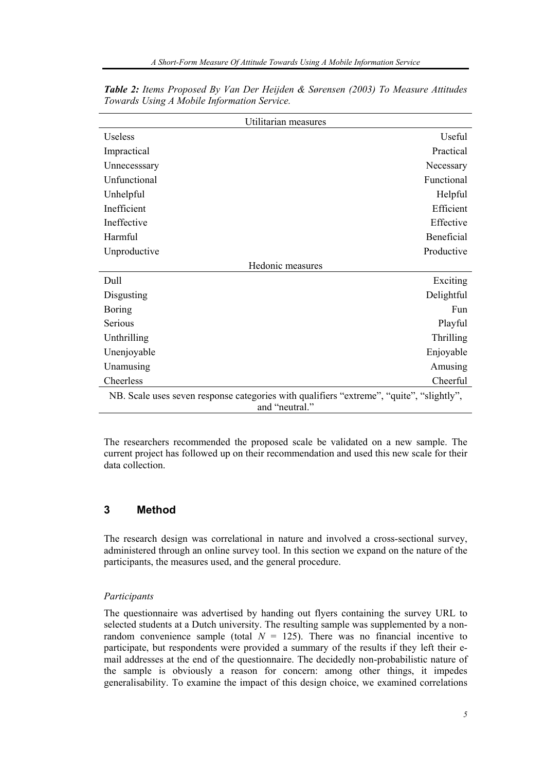***Table 2:** Items Proposed By Van Der Heijden & Sørensen (2003) To Measure Attitudes Towards Using A Mobile Information Service.*

| Utilitarian measures | |
|---|---|
| Useless | Useful |
| Impractical | Practical |
| Unnecesssary | Necessary |
| Unfunctional | Functional |
| Unhelpful | Helpful |
| Inefficient | Efficient |
| Ineffective | Effective |
| Harmful | Beneficial |
| Unproductive | Productive |
| **Hedonic measures** | |
| Dull | Exciting |
| Disgusting | Delightful |
| Boring | Fun |
| Serious | Playful |
| Unthrilling | Thrilling |
| Unenjoyable | Enjoyable |
| Unamusing | Amusing |
| Cheerless | Cheerful |

NB. Scale uses seven response categories with qualifiers "extreme", "quite", "slightly", and "neutral."

The researchers recommended the proposed scale be validated on a new sample. The current project has followed up on their recommendation and used this new scale for their data collection.

## 3 Method

The research design was correlational in nature and involved a cross-sectional survey, administered through an online survey tool. In this section we expand on the nature of the participants, the measures used, and the general procedure.

### *Participants*

The questionnaire was advertised by handing out flyers containing the survey URL to selected students at a Dutch university. The resulting sample was supplemented by a non-random convenience sample (total $N$ = 125). There was no financial incentive to participate, but respondents were provided a summary of the results if they left their e-mail addresses at the end of the questionnaire. The decidedly non-probabilistic nature of the sample is obviously a reason for concern: among other things, it impedes generalisability. To examine the impact of this design choice, we examined correlations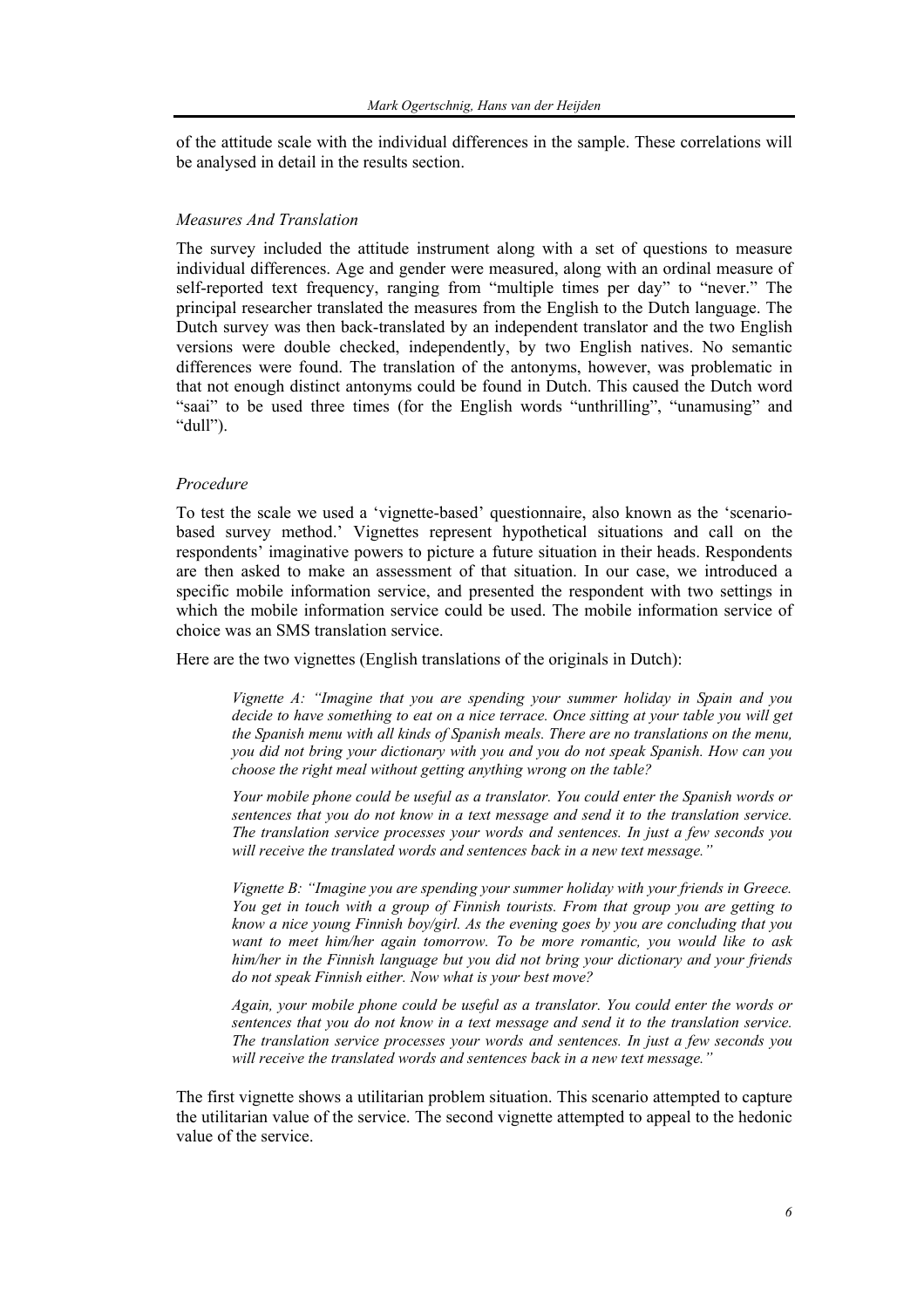of the attitude scale with the individual differences in the sample. These correlations will be analysed in detail in the results section.

### *Measures And Translation*

The survey included the attitude instrument along with a set of questions to measure individual differences. Age and gender were measured, along with an ordinal measure of self-reported text frequency, ranging from "multiple times per day" to "never." The principal researcher translated the measures from the English to the Dutch language. The Dutch survey was then back-translated by an independent translator and the two English versions were double checked, independently, by two English natives. No semantic differences were found. The translation of the antonyms, however, was problematic in that not enough distinct antonyms could be found in Dutch. This caused the Dutch word "saai" to be used three times (for the English words "unthrilling", "unamusing" and "dull").

### *Procedure*

To test the scale we used a 'vignette-based' questionnaire, also known as the 'scenario-based survey method.' Vignettes represent hypothetical situations and call on the respondents' imaginative powers to picture a future situation in their heads. Respondents are then asked to make an assessment of that situation. In our case, we introduced a specific mobile information service, and presented the respondent with two settings in which the mobile information service could be used. The mobile information service of choice was an SMS translation service.

Here are the two vignettes (English translations of the originals in Dutch):

> *Vignette A: "Imagine that you are spending your summer holiday in Spain and you decide to have something to eat on a nice terrace. Once sitting at your table you will get the Spanish menu with all kinds of Spanish meals. There are no translations on the menu, you did not bring your dictionary with you and you do not speak Spanish. How can you choose the right meal without getting anything wrong on the table?*
>
> *Your mobile phone could be useful as a translator. You could enter the Spanish words or sentences that you do not know in a text message and send it to the translation service. The translation service processes your words and sentences. In just a few seconds you will receive the translated words and sentences back in a new text message."*

> *Vignette B: "Imagine you are spending your summer holiday with your friends in Greece. You get in touch with a group of Finnish tourists. From that group you are getting to know a nice young Finnish boy/girl. As the evening goes by you are concluding that you want to meet him/her again tomorrow. To be more romantic, you would like to ask him/her in the Finnish language but you did not bring your dictionary and your friends do not speak Finnish either. Now what is your best move?*
>
> *Again, your mobile phone could be useful as a translator. You could enter the words or sentences that you do not know in a text message and send it to the translation service. The translation service processes your words and sentences. In just a few seconds you will receive the translated words and sentences back in a new text message."*

The first vignette shows a utilitarian problem situation. This scenario attempted to capture the utilitarian value of the service. The second vignette attempted to appeal to the hedonic value of the service.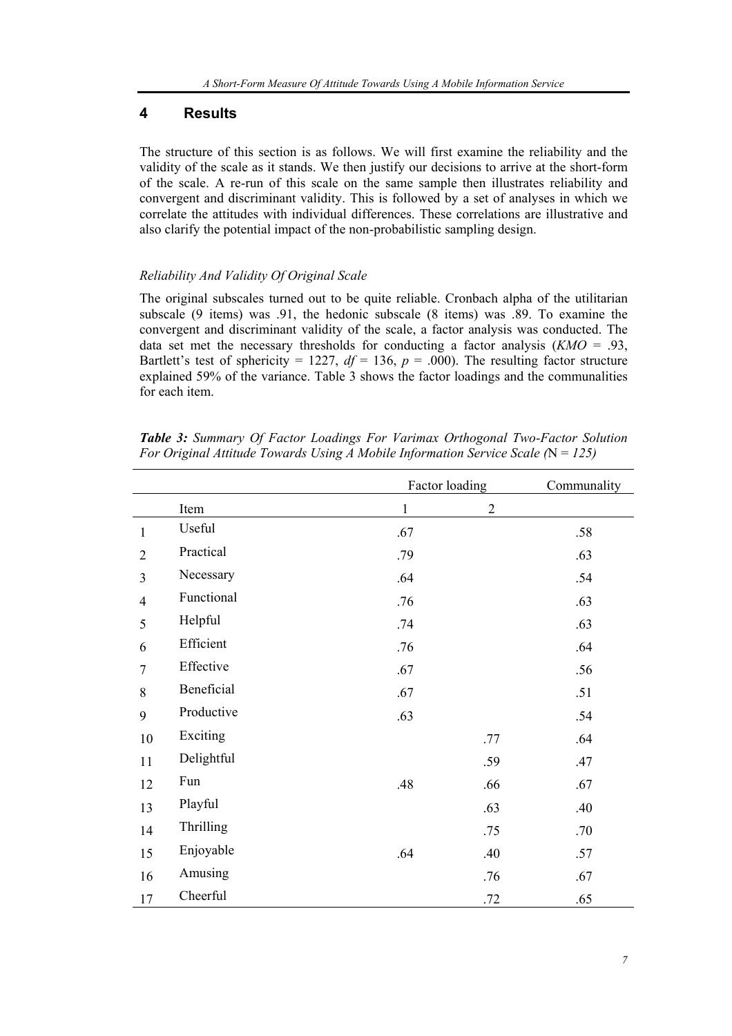## 4 Results

The structure of this section is as follows. We will first examine the reliability and the validity of the scale as it stands. We then justify our decisions to arrive at the short-form of the scale. A re-run of this scale on the same sample then illustrates reliability and convergent and discriminant validity. This is followed by a set of analyses in which we correlate the attitudes with individual differences. These correlations are illustrative and also clarify the potential impact of the non-probabilistic sampling design.

### *Reliability And Validity Of Original Scale*

The original subscales turned out to be quite reliable. Cronbach alpha of the utilitarian subscale (9 items) was .91, the hedonic subscale (8 items) was .89. To examine the convergent and discriminant validity of the scale, a factor analysis was conducted. The data set met the necessary thresholds for conducting a factor analysis (*KMO* = .93, Bartlett's test of sphericity = 1227, *df* = 136, *p* = .000). The resulting factor structure explained 59% of the variance. Table 3 shows the factor loadings and the communalities for each item.

***Table 3:*** *Summary Of Factor Loadings For Varimax Orthogonal Two-Factor Solution For Original Attitude Towards Using A Mobile Information Service Scale (N = 125)*

| | | Factor loading | | Communality |
|---|---|---|---|---|
| | Item | 1 | 2 | |
| 1 | Useful | .67 | | .58 |
| 2 | Practical | .79 | | .63 |
| 3 | Necessary | .64 | | .54 |
| 4 | Functional | .76 | | .63 |
| 5 | Helpful | .74 | | .63 |
| 6 | Efficient | .76 | | .64 |
| 7 | Effective | .67 | | .56 |
| 8 | Beneficial | .67 | | .51 |
| 9 | Productive | .63 | | .54 |
| 10 | Exciting | | .77 | .64 |
| 11 | Delightful | | .59 | .47 |
| 12 | Fun | .48 | .66 | .67 |
| 13 | Playful | | .63 | .40 |
| 14 | Thrilling | | .75 | .70 |
| 15 | Enjoyable | .64 | .40 | .57 |
| 16 | Amusing | | .76 | .67 |
| 17 | Cheerful | | .72 | .65 |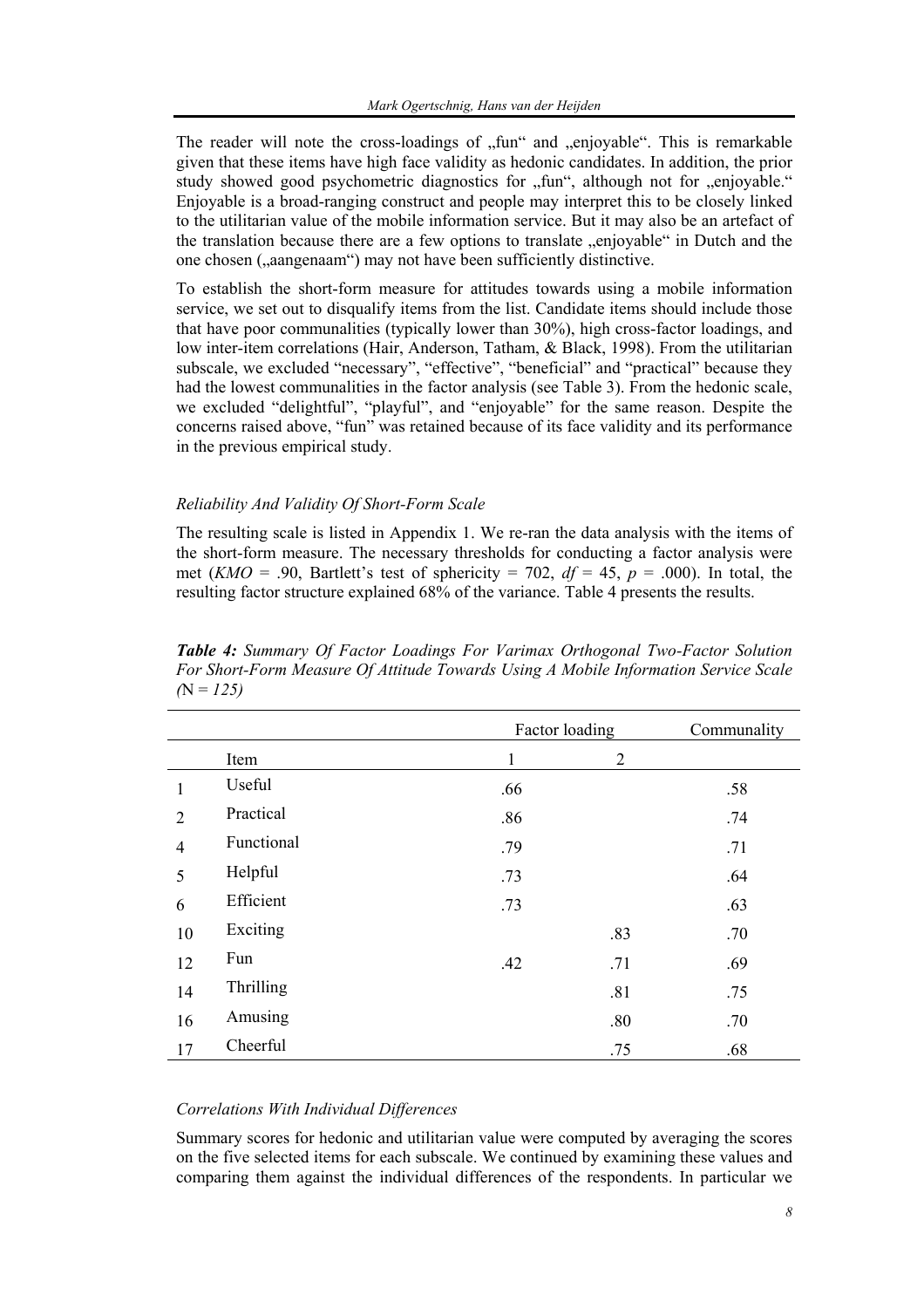The reader will note the cross-loadings of „fun“ and „enjoyable“. This is remarkable given that these items have high face validity as hedonic candidates. In addition, the prior study showed good psychometric diagnostics for „fun“, although not for „enjoyable.“ Enjoyable is a broad-ranging construct and people may interpret this to be closely linked to the utilitarian value of the mobile information service. But it may also be an artefact of the translation because there are a few options to translate „enjoyable“ in Dutch and the one chosen („aangenaam“) may not have been sufficiently distinctive.

To establish the short-form measure for attitudes towards using a mobile information service, we set out to disqualify items from the list. Candidate items should include those that have poor communalities (typically lower than 30%), high cross-factor loadings, and low inter-item correlations (Hair, Anderson, Tatham, & Black, 1998). From the utilitarian subscale, we excluded “necessary”, “effective”, “beneficial” and “practical” because they had the lowest communalities in the factor analysis (see Table 3). From the hedonic scale, we excluded “delightful”, “playful”, and “enjoyable” for the same reason. Despite the concerns raised above, “fun” was retained because of its face validity and its performance in the previous empirical study.

### *Reliability And Validity Of Short-Form Scale*

The resulting scale is listed in Appendix 1. We re-ran the data analysis with the items of the short-form measure. The necessary thresholds for conducting a factor analysis were met ($KMO$ = .90, Bartlett’s test of sphericity = 702, $df$ = 45, $p$ = .000). In total, the resulting factor structure explained 68% of the variance. Table 4 presents the results.

***Table 4:** Summary Of Factor Loadings For Varimax Orthogonal Two-Factor Solution For Short-Form Measure Of Attitude Towards Using A Mobile Information Service Scale (*N = *125)*

| | | Factor loading | | Communality |
|---|---|---|---|---|
| | Item | 1 | 2 | |
| 1 | Useful | .66 | | .58 |
| 2 | Practical | .86 | | .74 |
| 4 | Functional | .79 | | .71 |
| 5 | Helpful | .73 | | .64 |
| 6 | Efficient | .73 | | .63 |
| 10 | Exciting | | .83 | .70 |
| 12 | Fun | .42 | .71 | .69 |
| 14 | Thrilling | | .81 | .75 |
| 16 | Amusing | | .80 | .70 |
| 17 | Cheerful | | .75 | .68 |

### *Correlations With Individual Differences*

Summary scores for hedonic and utilitarian value were computed by averaging the scores on the five selected items for each subscale. We continued by examining these values and comparing them against the individual differences of the respondents. In particular we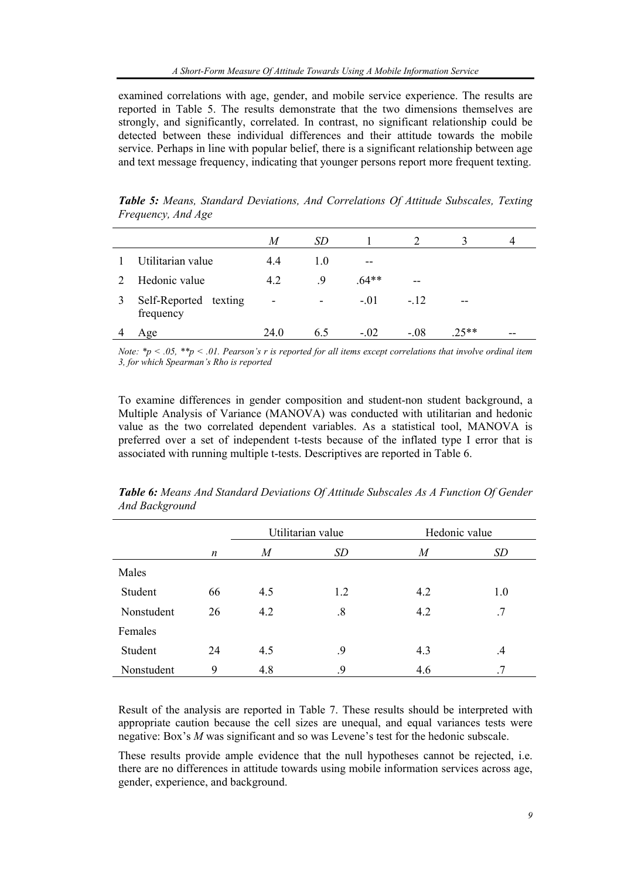examined correlations with age, gender, and mobile service experience. The results are reported in Table 5. The results demonstrate that the two dimensions themselves are strongly, and significantly, correlated. In contrast, no significant relationship could be detected between these individual differences and their attitude towards the mobile service. Perhaps in line with popular belief, there is a significant relationship between age and text message frequency, indicating that younger persons report more frequent texting.

***Table 5:*** *Means, Standard Deviations, And Correlations Of Attitude Subscales, Texting Frequency, And Age*

| | | *M* | *SD* | 1 | 2 | 3 | 4 |
|---|---|---|---|---|---|---|---|
| 1 | Utilitarian value | 4.4 | 1.0 | -- | | | |
| 2 | Hedonic value | 4.2 | .9 | .64** | -- | | |
| 3 | Self-Reported texting frequency | - | - | -.01 | -.12 | -- | |
| 4 | Age | 24.0 | 6.5 | -.02 | -.08 | .25** | -- |

*Note: *p < .05, **p < .01. Pearson's r is reported for all items except correlations that involve ordinal item 3, for which Spearman's Rho is reported*

To examine differences in gender composition and student-non student background, a Multiple Analysis of Variance (MANOVA) was conducted with utilitarian and hedonic value as the two correlated dependent variables. As a statistical tool, MANOVA is preferred over a set of independent t-tests because of the inflated type I error that is associated with running multiple t-tests. Descriptives are reported in Table 6.

***Table 6:*** *Means And Standard Deviations Of Attitude Subscales As A Function Of Gender And Background*

| | | Utilitarian value | | Hedonic value | |
|---|---|---|---|---|---|
| | *n* | *M* | *SD* | *M* | *SD* |
| Males | | | | | |
| Student | 66 | 4.5 | 1.2 | 4.2 | 1.0 |
| Nonstudent | 26 | 4.2 | .8 | 4.2 | .7 |
| Females | | | | | |
| Student | 24 | 4.5 | .9 | 4.3 | .4 |
| Nonstudent | 9 | 4.8 | .9 | 4.6 | .7 |

Result of the analysis are reported in Table 7. These results should be interpreted with appropriate caution because the cell sizes are unequal, and equal variances tests were negative: Box's *M* was significant and so was Levene's test for the hedonic subscale.

These results provide ample evidence that the null hypotheses cannot be rejected, i.e. there are no differences in attitude towards using mobile information services across age, gender, experience, and background.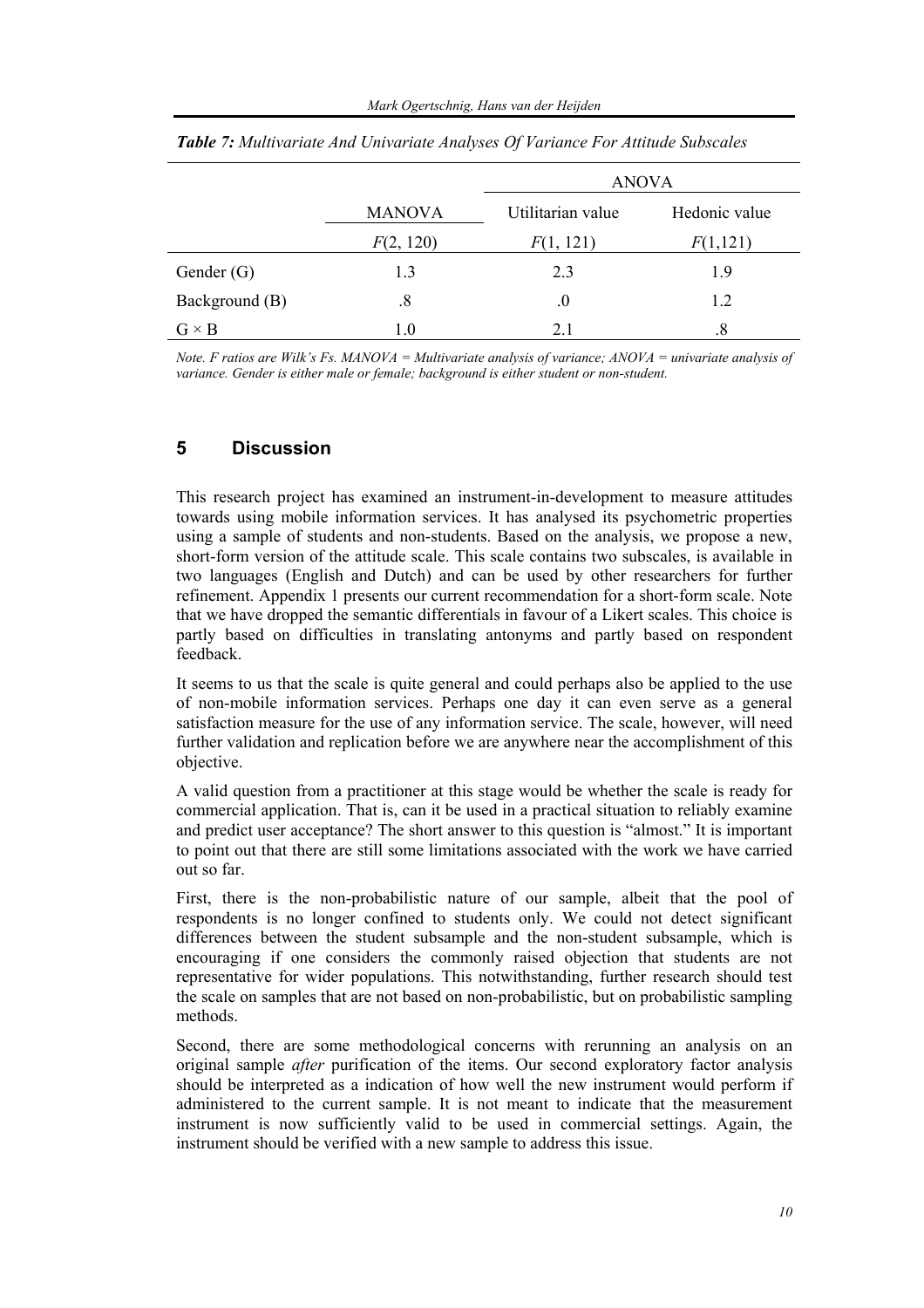***Table 7:*** *Multivariate And Univariate Analyses Of Variance For Attitude Subscales*

| | | ANOVA | |
|---|---|---|---|
| | MANOVA | Utilitarian value | Hedonic value |
| | $F(2, 120)$ | $F(1, 121)$ | $F(1,121)$ |
| Gender (G) | 1.3 | 2.3 | 1.9 |
| Background (B) | .8 | .0 | 1.2 |
| G × B | 1.0 | 2.1 | .8 |

*Note. F ratios are Wilk's Fs. MANOVA = Multivariate analysis of variance; ANOVA = univariate analysis of variance. Gender is either male or female; background is either student or non-student.*

## 5 Discussion

This research project has examined an instrument-in-development to measure attitudes towards using mobile information services. It has analysed its psychometric properties using a sample of students and non-students. Based on the analysis, we propose a new, short-form version of the attitude scale. This scale contains two subscales, is available in two languages (English and Dutch) and can be used by other researchers for further refinement. Appendix 1 presents our current recommendation for a short-form scale. Note that we have dropped the semantic differentials in favour of a Likert scales. This choice is partly based on difficulties in translating antonyms and partly based on respondent feedback.

It seems to us that the scale is quite general and could perhaps also be applied to the use of non-mobile information services. Perhaps one day it can even serve as a general satisfaction measure for the use of any information service. The scale, however, will need further validation and replication before we are anywhere near the accomplishment of this objective.

A valid question from a practitioner at this stage would be whether the scale is ready for commercial application. That is, can it be used in a practical situation to reliably examine and predict user acceptance? The short answer to this question is "almost." It is important to point out that there are still some limitations associated with the work we have carried out so far.

First, there is the non-probabilistic nature of our sample, albeit that the pool of respondents is no longer confined to students only. We could not detect significant differences between the student subsample and the non-student subsample, which is encouraging if one considers the commonly raised objection that students are not representative for wider populations. This notwithstanding, further research should test the scale on samples that are not based on non-probabilistic, but on probabilistic sampling methods.

Second, there are some methodological concerns with rerunning an analysis on an original sample *after* purification of the items. Our second exploratory factor analysis should be interpreted as a indication of how well the new instrument would perform if administered to the current sample. It is not meant to indicate that the measurement instrument is now sufficiently valid to be used in commercial settings. Again, the instrument should be verified with a new sample to address this issue.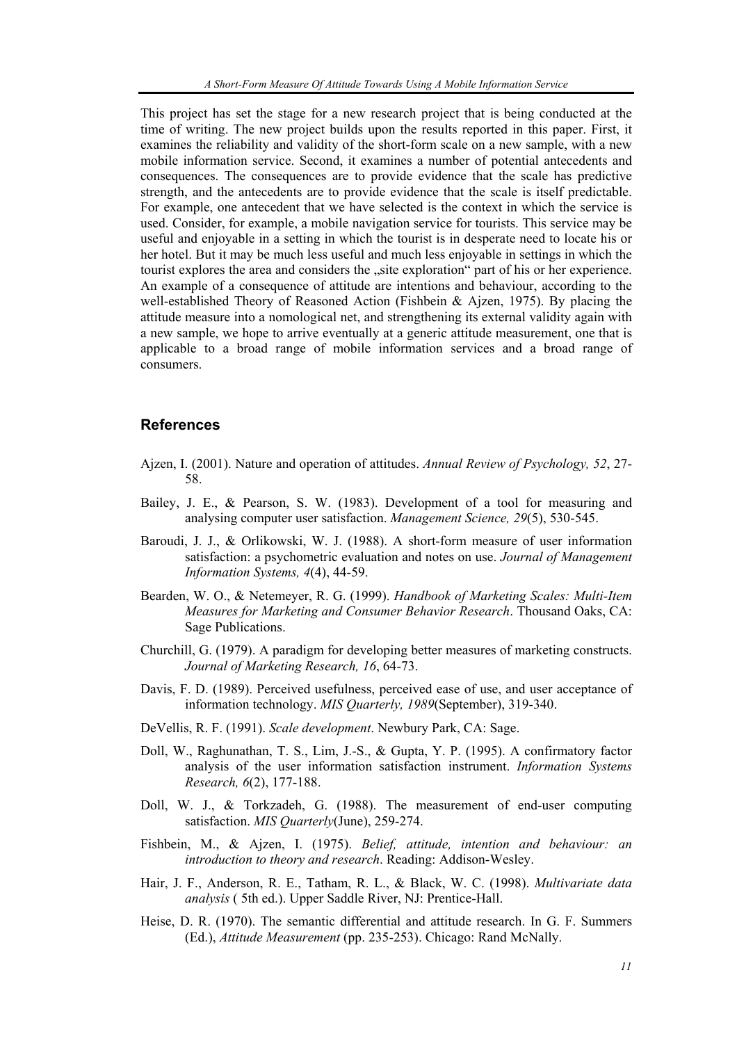This project has set the stage for a new research project that is being conducted at the time of writing. The new project builds upon the results reported in this paper. First, it examines the reliability and validity of the short-form scale on a new sample, with a new mobile information service. Second, it examines a number of potential antecedents and consequences. The consequences are to provide evidence that the scale has predictive strength, and the antecedents are to provide evidence that the scale is itself predictable. For example, one antecedent that we have selected is the context in which the service is used. Consider, for example, a mobile navigation service for tourists. This service may be useful and enjoyable in a setting in which the tourist is in desperate need to locate his or her hotel. But it may be much less useful and much less enjoyable in settings in which the tourist explores the area and considers the „site exploration" part of his or her experience. An example of a consequence of attitude are intentions and behaviour, according to the well-established Theory of Reasoned Action (Fishbein & Ajzen, 1975). By placing the attitude measure into a nomological net, and strengthening its external validity again with a new sample, we hope to arrive eventually at a generic attitude measurement, one that is applicable to a broad range of mobile information services and a broad range of consumers.

## References

Ajzen, I. (2001). Nature and operation of attitudes. *Annual Review of Psychology, 52*, 27-58.

Bailey, J. E., & Pearson, S. W. (1983). Development of a tool for measuring and analysing computer user satisfaction. *Management Science, 29*(5), 530-545.

Baroudi, J. J., & Orlikowski, W. J. (1988). A short-form measure of user information satisfaction: a psychometric evaluation and notes on use. *Journal of Management Information Systems, 4*(4), 44-59.

Bearden, W. O., & Netemeyer, R. G. (1999). *Handbook of Marketing Scales: Multi-Item Measures for Marketing and Consumer Behavior Research*. Thousand Oaks, CA: Sage Publications.

Churchill, G. (1979). A paradigm for developing better measures of marketing constructs. *Journal of Marketing Research, 16*, 64-73.

Davis, F. D. (1989). Perceived usefulness, perceived ease of use, and user acceptance of information technology. *MIS Quarterly, 1989*(September), 319-340.

DeVellis, R. F. (1991). *Scale development*. Newbury Park, CA: Sage.

Doll, W., Raghunathan, T. S., Lim, J.-S., & Gupta, Y. P. (1995). A confirmatory factor analysis of the user information satisfaction instrument. *Information Systems Research, 6*(2), 177-188.

Doll, W. J., & Torkzadeh, G. (1988). The measurement of end-user computing satisfaction. *MIS Quarterly*(June), 259-274.

Fishbein, M., & Ajzen, I. (1975). *Belief, attitude, intention and behaviour: an introduction to theory and research*. Reading: Addison-Wesley.

Hair, J. F., Anderson, R. E., Tatham, R. L., & Black, W. C. (1998). *Multivariate data analysis* ( 5th ed.). Upper Saddle River, NJ: Prentice-Hall.

Heise, D. R. (1970). The semantic differential and attitude research. In G. F. Summers (Ed.), *Attitude Measurement* (pp. 235-253). Chicago: Rand McNally.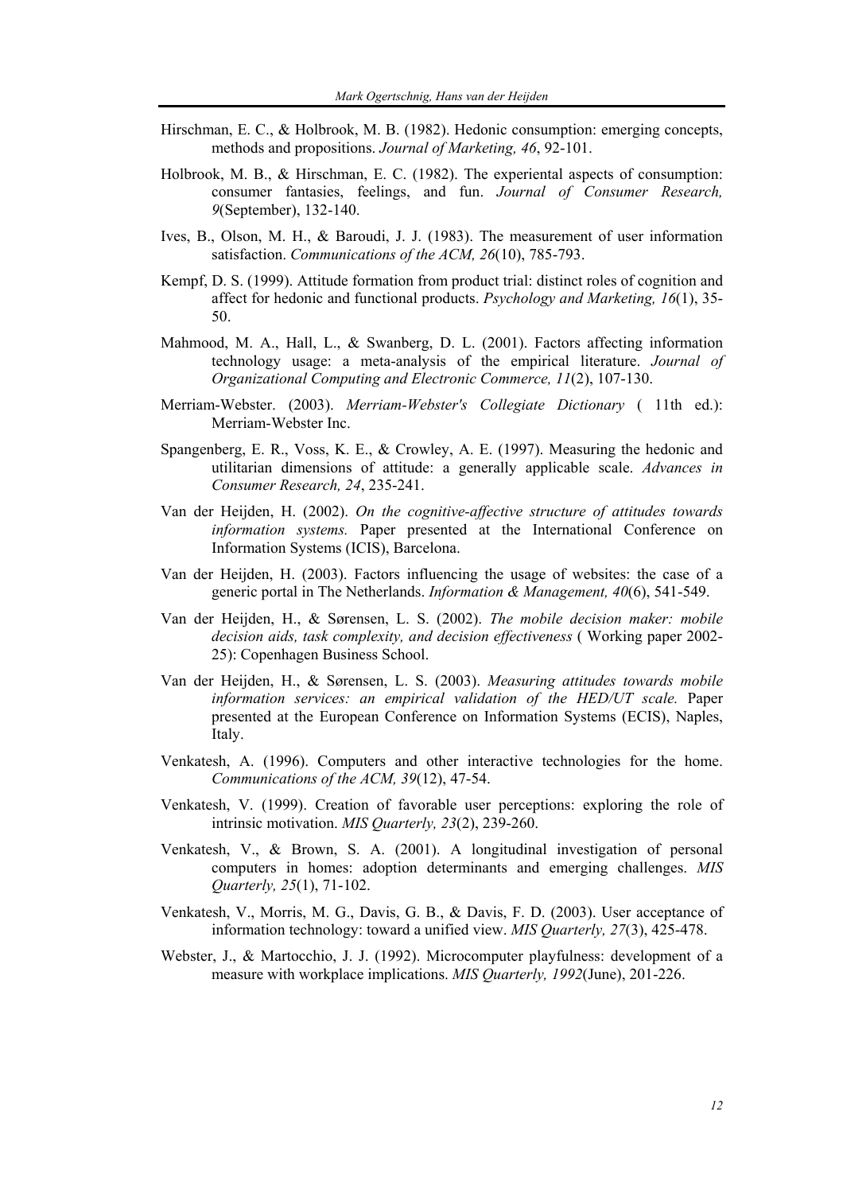Hirschman, E. C., & Holbrook, M. B. (1982). Hedonic consumption: emerging concepts, methods and propositions. *Journal of Marketing, 46*, 92-101.

Holbrook, M. B., & Hirschman, E. C. (1982). The experiental aspects of consumption: consumer fantasies, feelings, and fun. *Journal of Consumer Research, 9*(September), 132-140.

Ives, B., Olson, M. H., & Baroudi, J. J. (1983). The measurement of user information satisfaction. *Communications of the ACM, 26*(10), 785-793.

Kempf, D. S. (1999). Attitude formation from product trial: distinct roles of cognition and affect for hedonic and functional products. *Psychology and Marketing, 16*(1), 35-50.

Mahmood, M. A., Hall, L., & Swanberg, D. L. (2001). Factors affecting information technology usage: a meta-analysis of the empirical literature. *Journal of Organizational Computing and Electronic Commerce, 11*(2), 107-130.

Merriam-Webster. (2003). *Merriam-Webster's Collegiate Dictionary* ( 11th ed.): Merriam-Webster Inc.

Spangenberg, E. R., Voss, K. E., & Crowley, A. E. (1997). Measuring the hedonic and utilitarian dimensions of attitude: a generally applicable scale. *Advances in Consumer Research, 24*, 235-241.

Van der Heijden, H. (2002). *On the cognitive-affective structure of attitudes towards information systems.* Paper presented at the International Conference on Information Systems (ICIS), Barcelona.

Van der Heijden, H. (2003). Factors influencing the usage of websites: the case of a generic portal in The Netherlands. *Information & Management, 40*(6), 541-549.

Van der Heijden, H., & Sørensen, L. S. (2002). *The mobile decision maker: mobile decision aids, task complexity, and decision effectiveness* ( Working paper 2002-25): Copenhagen Business School.

Van der Heijden, H., & Sørensen, L. S. (2003). *Measuring attitudes towards mobile information services: an empirical validation of the HED/UT scale.* Paper presented at the European Conference on Information Systems (ECIS), Naples, Italy.

Venkatesh, A. (1996). Computers and other interactive technologies for the home. *Communications of the ACM, 39*(12), 47-54.

Venkatesh, V. (1999). Creation of favorable user perceptions: exploring the role of intrinsic motivation. *MIS Quarterly, 23*(2), 239-260.

Venkatesh, V., & Brown, S. A. (2001). A longitudinal investigation of personal computers in homes: adoption determinants and emerging challenges. *MIS Quarterly, 25*(1), 71-102.

Venkatesh, V., Morris, M. G., Davis, G. B., & Davis, F. D. (2003). User acceptance of information technology: toward a unified view. *MIS Quarterly, 27*(3), 425-478.

Webster, J., & Martocchio, J. J. (1992). Microcomputer playfulness: development of a measure with workplace implications. *MIS Quarterly, 1992*(June), 201-226.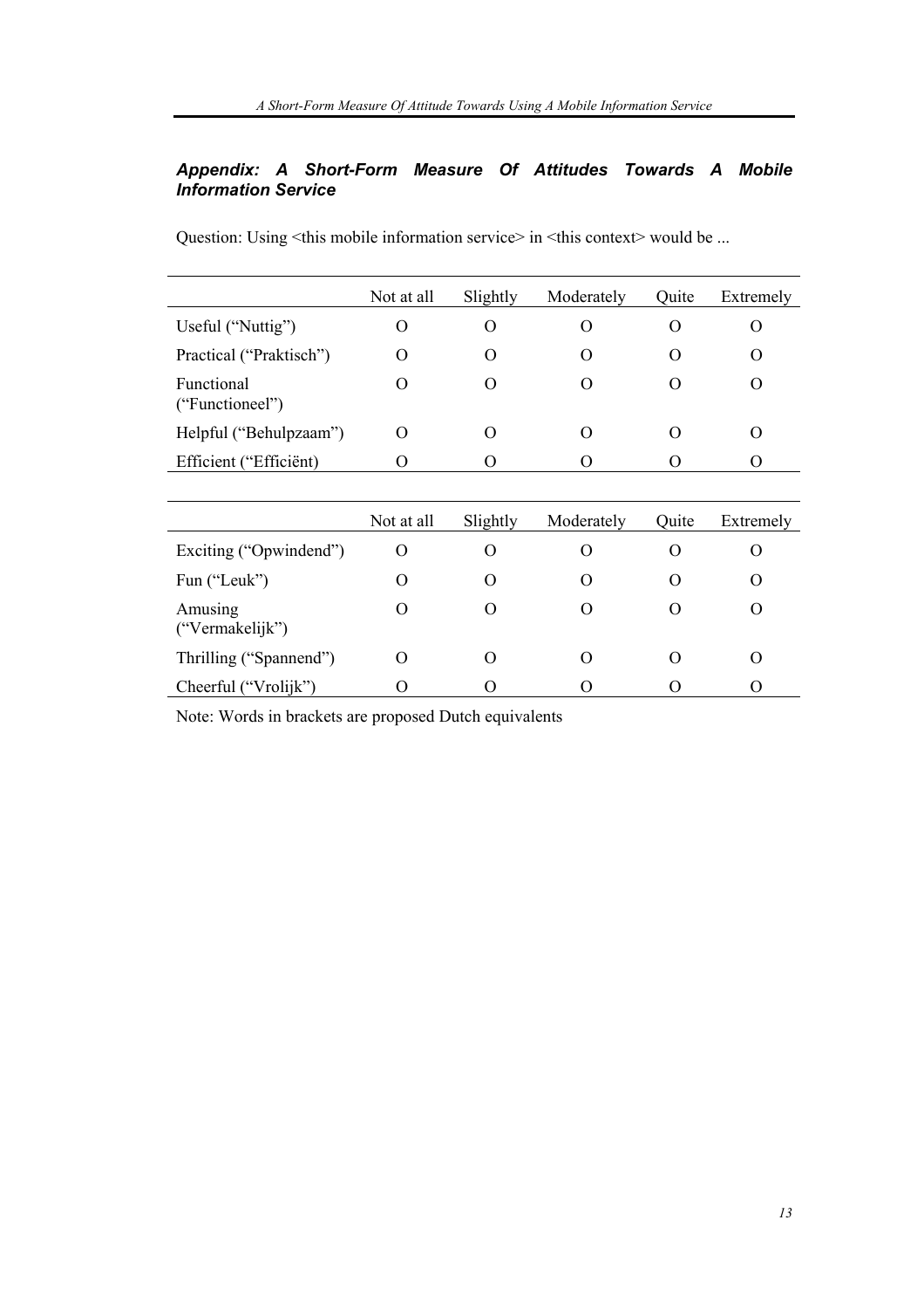### *Appendix: A Short-Form Measure Of Attitudes Towards A Mobile Information Service*

Question: Using <this mobile information service> in <this context> would be ...

| | Not at all | Slightly | Moderately | Quite | Extremely |
|---|---|---|---|---|---|
| Useful ("Nuttig") | O | O | O | O | O |
| Practical ("Praktisch") | O | O | O | O | O |
| Functional ("Functioneel") | O | O | O | O | O |
| Helpful ("Behulpzaam") | O | O | O | O | O |
| Efficient ("Efficiënt) | O | O | O | O | O |

| | Not at all | Slightly | Moderately | Quite | Extremely |
|---|---|---|---|---|---|
| Exciting ("Opwindend") | O | O | O | O | O |
| Fun ("Leuk") | O | O | O | O | O |
| Amusing ("Vermakelijk") | O | O | O | O | O |
| Thrilling ("Spannend") | O | O | O | O | O |
| Cheerful ("Vrolijk") | O | O | O | O | O |

Note: Words in brackets are proposed Dutch equivalents